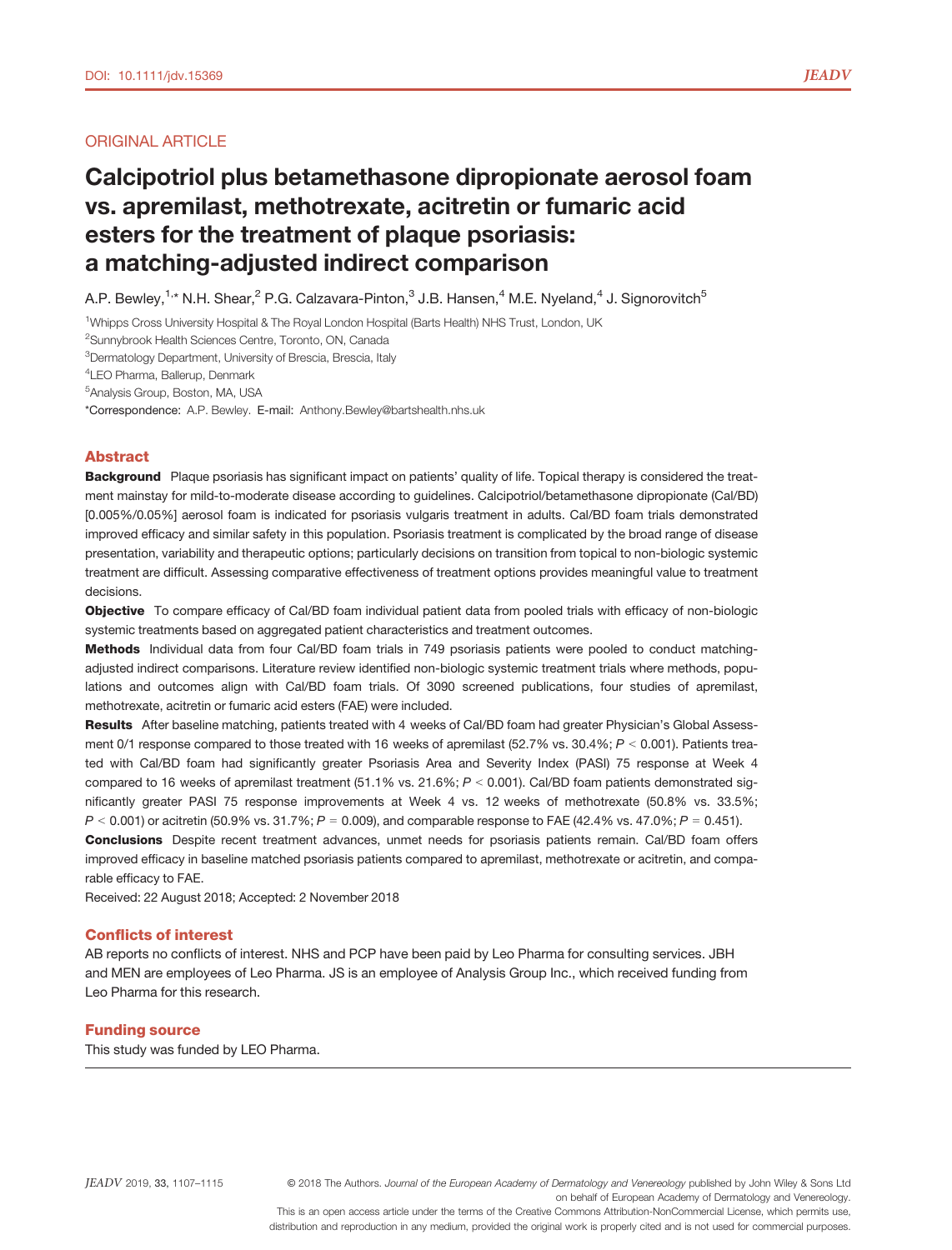DOI: 10.1111/jdv.15369

ORIGINAL ARTICLE

# Calcipotriol plus betamethasone dipropionate aerosol foam vs. apremilast, methotrexate, acitretin or fumaric acid esters for the treatment of plaque psoriasis: a matching-adjusted indirect comparison

A.P. Bewley,[1,*] N.H. Shear,[2] P.G. Calzavara-Pinton,[3] J.B. Hansen,[4] M.E. Nyeland,[4] J. Signorovitch[5]

[1]Whipps Cross University Hospital & The Royal London Hospital (Barts Health) NHS Trust, London, UK

[2]Sunnybrook Health Sciences Centre, Toronto, ON, Canada

[3]Dermatology Department, University of Brescia, Brescia, Italy

[4]LEO Pharma, Ballerup, Denmark

[5]Analysis Group, Boston, MA, USA

*Correspondence: A.P. Bewley. E-mail: Anthony.Bewley@bartshealth.nhs.uk

## Abstract

**Background** Plaque psoriasis has significant impact on patients' quality of life. Topical therapy is considered the treatment mainstay for mild-to-moderate disease according to guidelines. Calcipotriol/betamethasone dipropionate (Cal/BD) [0.005%/0.05%] aerosol foam is indicated for psoriasis vulgaris treatment in adults. Cal/BD foam trials demonstrated improved efficacy and similar safety in this population. Psoriasis treatment is complicated by the broad range of disease presentation, variability and therapeutic options; particularly decisions on transition from topical to non-biologic systemic treatment are difficult. Assessing comparative effectiveness of treatment options provides meaningful value to treatment decisions.

**Objective** To compare efficacy of Cal/BD foam individual patient data from pooled trials with efficacy of non-biologic systemic treatments based on aggregated patient characteristics and treatment outcomes.

**Methods** Individual data from four Cal/BD foam trials in 749 psoriasis patients were pooled to conduct matching-adjusted indirect comparisons. Literature review identified non-biologic systemic treatment trials where methods, populations and outcomes align with Cal/BD foam trials. Of 3090 screened publications, four studies of apremilast, methotrexate, acitretin or fumaric acid esters (FAE) were included.

**Results** After baseline matching, patients treated with 4 weeks of Cal/BD foam had greater Physician's Global Assessment 0/1 response compared to those treated with 16 weeks of apremilast (52.7% vs. 30.4%; $P < 0.001$). Patients treated with Cal/BD foam had significantly greater Psoriasis Area and Severity Index (PASI) 75 response at Week 4 compared to 16 weeks of apremilast treatment (51.1% vs. 21.6%; $P < 0.001$). Cal/BD foam patients demonstrated significantly greater PASI 75 response improvements at Week 4 vs. 12 weeks of methotrexate (50.8% vs. 33.5%; $P < 0.001$) or acitretin (50.9% vs. 31.7%; $P = 0.009$), and comparable response to FAE (42.4% vs. 47.0%; $P = 0.451$).

**Conclusions** Despite recent treatment advances, unmet needs for psoriasis patients remain. Cal/BD foam offers improved efficacy in baseline matched psoriasis patients compared to apremilast, methotrexate or acitretin, and comparable efficacy to FAE.

Received: 22 August 2018; Accepted: 2 November 2018

## Conflicts of interest

AB reports no conflicts of interest. NHS and PCP have been paid by Leo Pharma for consulting services. JBH and MEN are employees of Leo Pharma. JS is an employee of Analysis Group Inc., which received funding from Leo Pharma for this research.

## Funding source

This study was funded by LEO Pharma.

© 2018 The Authors. *Journal of the European Academy of Dermatology and Venereology* published by John Wiley & Sons Ltd on behalf of European Academy of Dermatology and Venereology.
This is an open access article under the terms of the Creative Commons Attribution-NonCommercial License, which permits use, distribution and reproduction in any medium, provided the original work is properly cited and is not used for commercial purposes.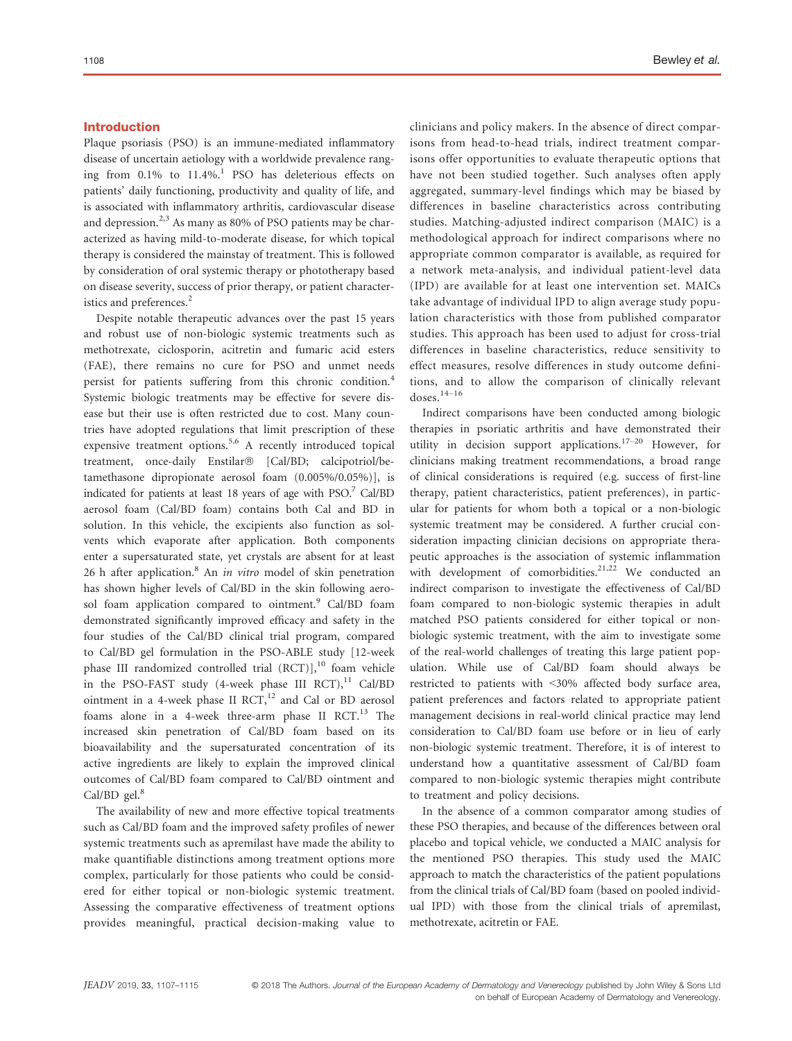## Introduction

Plaque psoriasis (PSO) is an immune-mediated inflammatory disease of uncertain aetiology with a worldwide prevalence ranging from 0.1% to 11.4%.[1] PSO has deleterious effects on patients' daily functioning, productivity and quality of life, and is associated with inflammatory arthritis, cardiovascular disease and depression.[2,3] As many as 80% of PSO patients may be characterized as having mild-to-moderate disease, for which topical therapy is considered the mainstay of treatment. This is followed by consideration of oral systemic therapy or phototherapy based on disease severity, success of prior therapy, or patient characteristics and preferences.[2]

Despite notable therapeutic advances over the past 15 years and robust use of non-biologic systemic treatments such as methotrexate, ciclosporin, acitretin and fumaric acid esters (FAE), there remains no cure for PSO and unmet needs persist for patients suffering from this chronic condition.[4] Systemic biologic treatments may be effective for severe disease but their use is often restricted due to cost. Many countries have adopted regulations that limit prescription of these expensive treatment options.[5,6] A recently introduced topical treatment, once-daily Enstilar® [Cal/BD; calcipotriol/betamethasone dipropionate aerosol foam (0.005%/0.05%)], is indicated for patients at least 18 years of age with PSO.[7] Cal/BD aerosol foam (Cal/BD foam) contains both Cal and BD in solution. In this vehicle, the excipients also function as solvents which evaporate after application. Both components enter a supersaturated state, yet crystals are absent for at least 26 h after application.[8] An *in vitro* model of skin penetration has shown higher levels of Cal/BD in the skin following aerosol foam application compared to ointment.[9] Cal/BD foam demonstrated significantly improved efficacy and safety in the four studies of the Cal/BD clinical trial program, compared to Cal/BD gel formulation in the PSO-ABLE study [12-week phase III randomized controlled trial (RCT)],[10] foam vehicle in the PSO-FAST study (4-week phase III RCT),[11] Cal/BD ointment in a 4-week phase II RCT,[12] and Cal or BD aerosol foams alone in a 4-week three-arm phase II RCT.[13] The increased skin penetration of Cal/BD foam based on its bioavailability and the supersaturated concentration of its active ingredients are likely to explain the improved clinical outcomes of Cal/BD foam compared to Cal/BD ointment and Cal/BD gel.[8]

The availability of new and more effective topical treatments such as Cal/BD foam and the improved safety profiles of newer systemic treatments such as apremilast have made the ability to make quantifiable distinctions among treatment options more complex, particularly for those patients who could be considered for either topical or non-biologic systemic treatment. Assessing the comparative effectiveness of treatment options provides meaningful, practical decision-making value to clinicians and policy makers. In the absence of direct comparisons from head-to-head trials, indirect treatment comparisons offer opportunities to evaluate therapeutic options that have not been studied together. Such analyses often apply aggregated, summary-level findings which may be biased by differences in baseline characteristics across contributing studies. Matching-adjusted indirect comparison (MAIC) is a methodological approach for indirect comparisons where no appropriate common comparator is available, as required for a network meta-analysis, and individual patient-level data (IPD) are available for at least one intervention set. MAICs take advantage of individual IPD to align average study population characteristics with those from published comparator studies. This approach has been used to adjust for cross-trial differences in baseline characteristics, reduce sensitivity to effect measures, resolve differences in study outcome definitions, and to allow the comparison of clinically relevant doses.[14–16]

Indirect comparisons have been conducted among biologic therapies in psoriatic arthritis and have demonstrated their utility in decision support applications.[17–20] However, for clinicians making treatment recommendations, a broad range of clinical considerations is required (e.g. success of first-line therapy, patient characteristics, patient preferences), in particular for patients for whom both a topical or a non-biologic systemic treatment may be considered. A further crucial consideration impacting clinician decisions on appropriate therapeutic approaches is the association of systemic inflammation with development of comorbidities.[21,22] We conducted an indirect comparison to investigate the effectiveness of Cal/BD foam compared to non-biologic systemic therapies in adult matched PSO patients considered for either topical or non-biologic systemic treatment, with the aim to investigate some of the real-world challenges of treating this large patient population. While use of Cal/BD foam should always be restricted to patients with <30% affected body surface area, patient preferences and factors related to appropriate patient management decisions in real-world clinical practice may lend consideration to Cal/BD foam use before or in lieu of early non-biologic systemic treatment. Therefore, it is of interest to understand how a quantitative assessment of Cal/BD foam compared to non-biologic systemic therapies might contribute to treatment and policy decisions.

In the absence of a common comparator among studies of these PSO therapies, and because of the differences between oral placebo and topical vehicle, we conducted a MAIC analysis for the mentioned PSO therapies. This study used the MAIC approach to match the characteristics of the patient populations from the clinical trials of Cal/BD foam (based on pooled individual IPD) with those from the clinical trials of apremilast, methotrexate, acitretin or FAE.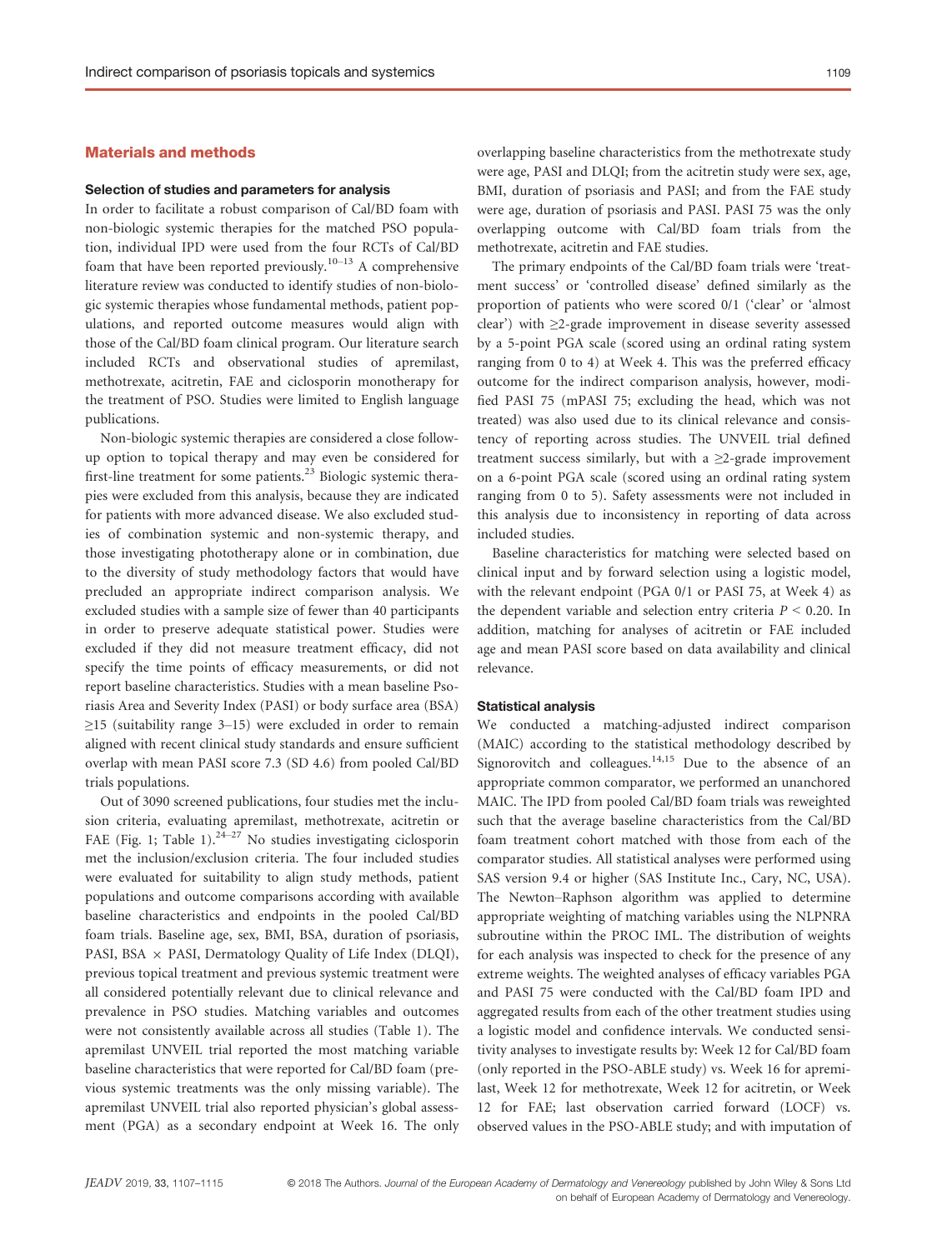## Materials and methods

### Selection of studies and parameters for analysis

In order to facilitate a robust comparison of Cal/BD foam with non-biologic systemic therapies for the matched PSO population, individual IPD were used from the four RCTs of Cal/BD foam that have been reported previously.[10–13] A comprehensive literature review was conducted to identify studies of non-biologic systemic therapies whose fundamental methods, patient populations, and reported outcome measures would align with those of the Cal/BD foam clinical program. Our literature search included RCTs and observational studies of apremilast, methotrexate, acitretin, FAE and ciclosporin monotherapy for the treatment of PSO. Studies were limited to English language publications.

Non-biologic systemic therapies are considered a close follow-up option to topical therapy and may even be considered for first-line treatment for some patients.[23] Biologic systemic therapies were excluded from this analysis, because they are indicated for patients with more advanced disease. We also excluded studies of combination systemic and non-systemic therapy, and those investigating phototherapy alone or in combination, due to the diversity of study methodology factors that would have precluded an appropriate indirect comparison analysis. We excluded studies with a sample size of fewer than 40 participants in order to preserve adequate statistical power. Studies were excluded if they did not measure treatment efficacy, did not specify the time points of efficacy measurements, or did not report baseline characteristics. Studies with a mean baseline Psoriasis Area and Severity Index (PASI) or body surface area (BSA) ≥15 (suitability range 3–15) were excluded in order to remain aligned with recent clinical study standards and ensure sufficient overlap with mean PASI score 7.3 (SD 4.6) from pooled Cal/BD trials populations.

Out of 3090 screened publications, four studies met the inclusion criteria, evaluating apremilast, methotrexate, acitretin or FAE (Fig. 1; Table 1).[24–27] No studies investigating ciclosporin met the inclusion/exclusion criteria. The four included studies were evaluated for suitability to align study methods, patient populations and outcome comparisons according with available baseline characteristics and endpoints in the pooled Cal/BD foam trials. Baseline age, sex, BMI, BSA, duration of psoriasis, PASI, BSA × PASI, Dermatology Quality of Life Index (DLQI), previous topical treatment and previous systemic treatment were all considered potentially relevant due to clinical relevance and prevalence in PSO studies. Matching variables and outcomes were not consistently available across all studies (Table 1). The apremilast UNVEIL trial reported the most matching variable baseline characteristics that were reported for Cal/BD foam (previous systemic treatments was the only missing variable). The apremilast UNVEIL trial also reported physician's global assessment (PGA) as a secondary endpoint at Week 16. The only overlapping baseline characteristics from the methotrexate study were age, PASI and DLQI; from the acitretin study were sex, age, BMI, duration of psoriasis and PASI; and from the FAE study were age, duration of psoriasis and PASI. PASI 75 was the only overlapping outcome with Cal/BD foam trials from the methotrexate, acitretin and FAE studies.

The primary endpoints of the Cal/BD foam trials were 'treatment success' or 'controlled disease' defined similarly as the proportion of patients who were scored 0/1 ('clear' or 'almost clear') with ≥2-grade improvement in disease severity assessed by a 5-point PGA scale (scored using an ordinal rating system ranging from 0 to 4) at Week 4. This was the preferred efficacy outcome for the indirect comparison analysis, however, modified PASI 75 (mPASI 75; excluding the head, which was not treated) was also used due to its clinical relevance and consistency of reporting across studies. The UNVEIL trial defined treatment success similarly, but with a ≥2-grade improvement on a 6-point PGA scale (scored using an ordinal rating system ranging from 0 to 5). Safety assessments were not included in this analysis due to inconsistency in reporting of data across included studies.

Baseline characteristics for matching were selected based on clinical input and by forward selection using a logistic model, with the relevant endpoint (PGA 0/1 or PASI 75, at Week 4) as the dependent variable and selection entry criteria $P < 0.20$. In addition, matching for analyses of acitretin or FAE included age and mean PASI score based on data availability and clinical relevance.

### Statistical analysis

We conducted a matching-adjusted indirect comparison (MAIC) according to the statistical methodology described by Signorovitch and colleagues.[14,15] Due to the absence of an appropriate common comparator, we performed an unanchored MAIC. The IPD from pooled Cal/BD foam trials was reweighted such that the average baseline characteristics from the Cal/BD foam treatment cohort matched with those from each of the comparator studies. All statistical analyses were performed using SAS version 9.4 or higher (SAS Institute Inc., Cary, NC, USA). The Newton–Raphson algorithm was applied to determine appropriate weighting of matching variables using the NLPNRA subroutine within the PROC IML. The distribution of weights for each analysis was inspected to check for the presence of any extreme weights. The weighted analyses of efficacy variables PGA and PASI 75 were conducted with the Cal/BD foam IPD and aggregated results from each of the other treatment studies using a logistic model and confidence intervals. We conducted sensitivity analyses to investigate results by: Week 12 for Cal/BD foam (only reported in the PSO-ABLE study) vs. Week 16 for apremilast, Week 12 for methotrexate, Week 12 for acitretin, or Week 12 for FAE; last observation carried forward (LOCF) vs. observed values in the PSO-ABLE study; and with imputation of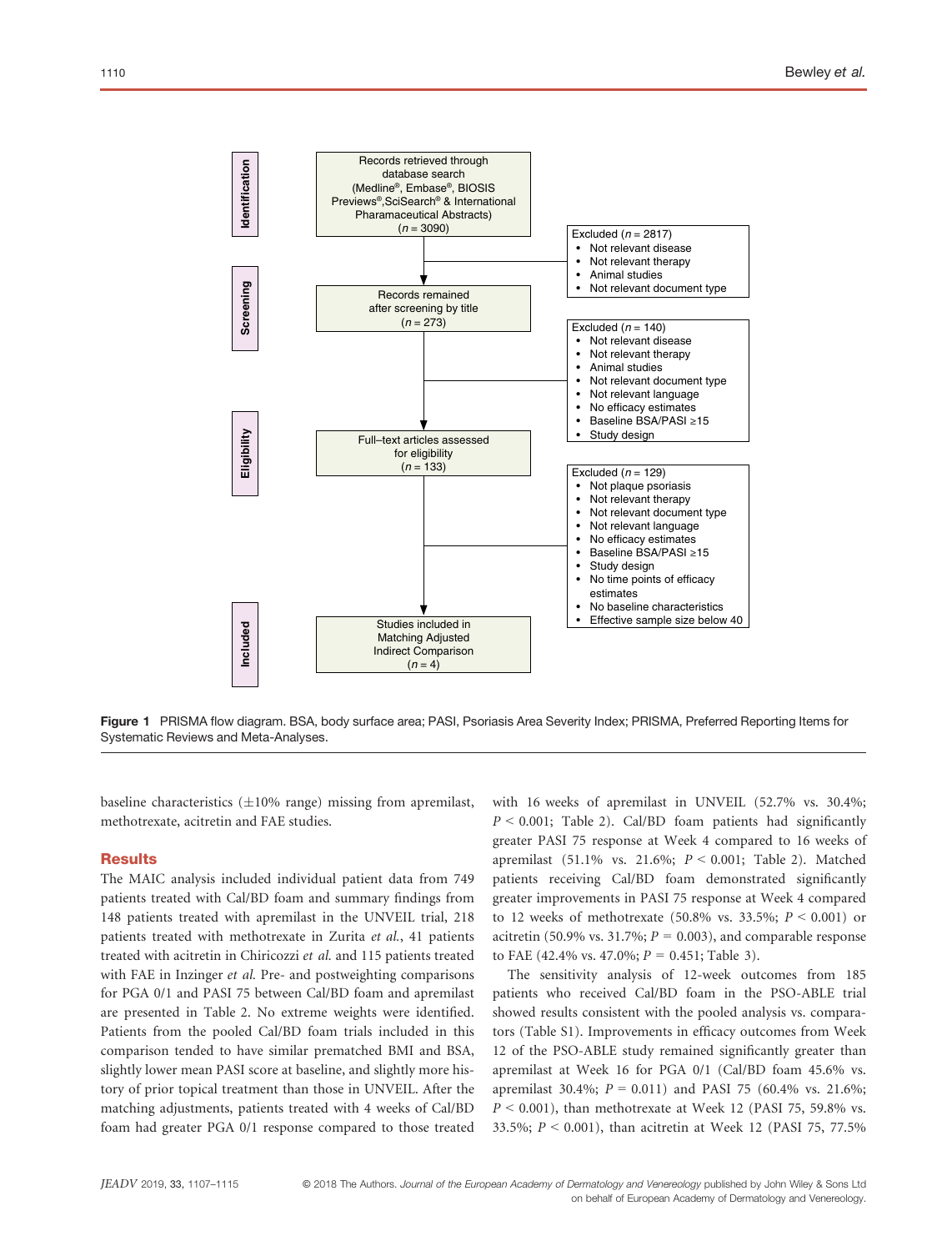Records retrieved through database search (Medline®, Embase®, BIOSIS Previews®, SciSearch® & International Pharamaceutical Abstracts) ($n$ = 3090)

Excluded ($n$ = 2817)
- Not relevant disease
- Not relevant therapy
- Animal studies
- Not relevant document type

Records remained after screening by title ($n$ = 273)

Excluded ($n$ = 140)
- Not relevant disease
- Not relevant therapy
- Animal studies
- Not relevant document type
- Not relevant language
- No efficacy estimates
- Baseline BSA/PASI ≥15
- Study design

Full–text articles assessed for eligibility ($n$ = 133)

Excluded ($n$ = 129)
- Not plaque psoriasis
- Not relevant therapy
- Not relevant document type
- Not relevant language
- No efficacy estimates
- Baseline BSA/PASI ≥15
- Study design
- No time points of efficacy estimates
- No baseline characteristics
- Effective sample size below 40

Studies included in Matching Adjusted Indirect Comparison ($n$ = 4)

Identification · Screening · Eligibility · Included

**Figure 1** PRISMA flow diagram. BSA, body surface area; PASI, Psoriasis Area Severity Index; PRISMA, Preferred Reporting Items for Systematic Reviews and Meta-Analyses.

baseline characteristics (±10% range) missing from apremilast, methotrexate, acitretin and FAE studies.

## Results

The MAIC analysis included individual patient data from 749 patients treated with Cal/BD foam and summary findings from 148 patients treated with apremilast in the UNVEIL trial, 218 patients treated with methotrexate in Zurita *et al.*, 41 patients treated with acitretin in Chiricozzi *et al.* and 115 patients treated with FAE in Inzinger *et al.* Pre- and postweighting comparisons for PGA 0/1 and PASI 75 between Cal/BD foam and apremilast are presented in Table 2. No extreme weights were identified. Patients from the pooled Cal/BD foam trials included in this comparison tended to have similar prematched BMI and BSA, slightly lower mean PASI score at baseline, and slightly more history of prior topical treatment than those in UNVEIL. After the matching adjustments, patients treated with 4 weeks of Cal/BD foam had greater PGA 0/1 response compared to those treated with 16 weeks of apremilast in UNVEIL (52.7% vs. 30.4%; $P < 0.001$; Table 2). Cal/BD foam patients had significantly greater PASI 75 response at Week 4 compared to 16 weeks of apremilast (51.1% vs. 21.6%; $P < 0.001$; Table 2). Matched patients receiving Cal/BD foam demonstrated significantly greater improvements in PASI 75 response at Week 4 compared to 12 weeks of methotrexate (50.8% vs. 33.5%; $P < 0.001$) or acitretin (50.9% vs. 31.7%; $P = 0.003$), and comparable response to FAE (42.4% vs. 47.0%; $P = 0.451$; Table 3).

The sensitivity analysis of 12-week outcomes from 185 patients who received Cal/BD foam in the PSO-ABLE trial showed results consistent with the pooled analysis vs. comparators (Table S1). Improvements in efficacy outcomes from Week 12 of the PSO-ABLE study remained significantly greater than apremilast at Week 16 for PGA 0/1 (Cal/BD foam 45.6% vs. apremilast 30.4%; $P = 0.011$) and PASI 75 (60.4% vs. 21.6%; $P < 0.001$), than methotrexate at Week 12 (PASI 75, 59.8% vs. 33.5%; $P < 0.001$), than acitretin at Week 12 (PASI 75, 77.5%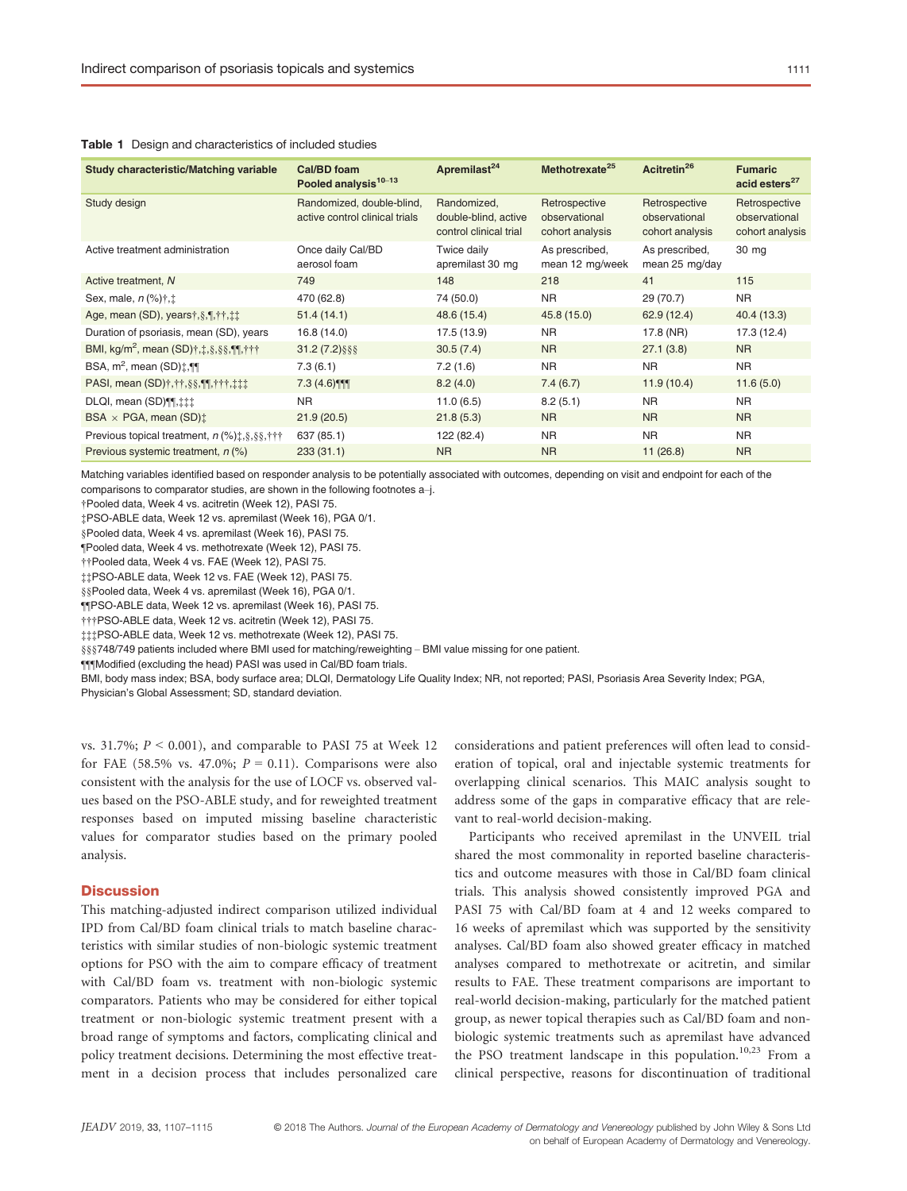**Table 1** Design and characteristics of included studies

| Study characteristic/Matching variable | Cal/BD foam Pooled analysis[10–13] | Apremilast[24] | Methotrexate[25] | Acitretin[26] | Fumaric acid esters[27] |
|---|---|---|---|---|---|
| Study design | Randomized, double-blind, active control clinical trials | Randomized, double-blind, active control clinical trial | Retrospective observational cohort analysis | Retrospective observational cohort analysis | Retrospective observational cohort analysis |
| Active treatment administration | Once daily Cal/BD aerosol foam | Twice daily apremilast 30 mg | As prescribed, mean 12 mg/week | As prescribed, mean 25 mg/day | 30 mg |
| Active treatment, N | 749 | 148 | 218 | 41 | 115 |
| Sex, male, n (%)†,‡ | 470 (62.8) | 74 (50.0) | NR | 29 (70.7) | NR |
| Age, mean (SD), years†,§,¶,††,‡‡ | 51.4 (14.1) | 48.6 (15.4) | 45.8 (15.0) | 62.9 (12.4) | 40.4 (13.3) |
| Duration of psoriasis, mean (SD), years | 16.8 (14.0) | 17.5 (13.9) | NR | 17.8 (NR) | 17.3 (12.4) |
| BMI, kg/m$^2$, mean (SD)†,‡,§,§§,¶¶,††† | 31.2 (7.2)§§§ | 30.5 (7.4) | NR | 27.1 (3.8) | NR |
| BSA, m$^2$, mean (SD)‡,¶¶ | 7.3 (6.1) | 7.2 (1.6) | NR | NR | NR |
| PASI, mean (SD)†,††,§§,¶¶,†††,‡‡‡ | 7.3 (4.6)¶¶¶ | 8.2 (4.0) | 7.4 (6.7) | 11.9 (10.4) | 11.6 (5.0) |
| DLQI, mean (SD)¶¶,‡‡‡ | NR | 11.0 (6.5) | 8.2 (5.1) | NR | NR |
| BSA × PGA, mean (SD)‡ | 21.9 (20.5) | 21.8 (5.3) | NR | NR | NR |
| Previous topical treatment, n (%)‡,§,§§,††† | 637 (85.1) | 122 (82.4) | NR | NR | NR |
| Previous systemic treatment, n (%) | 233 (31.1) | NR | NR | 11 (26.8) | NR |

Matching variables identified based on responder analysis to be potentially associated with outcomes, depending on visit and endpoint for each of the comparisons to comparator studies, are shown in the following footnotes a–j.
†Pooled data, Week 4 vs. acitretin (Week 12), PASI 75.
‡PSO-ABLE data, Week 12 vs. apremilast (Week 16), PGA 0/1.
§Pooled data, Week 4 vs. apremilast (Week 16), PASI 75.
¶Pooled data, Week 4 vs. methotrexate (Week 12), PASI 75.
††Pooled data, Week 4 vs. FAE (Week 12), PASI 75.
‡‡PSO-ABLE data, Week 12 vs. FAE (Week 12), PASI 75.
§§Pooled data, Week 4 vs. apremilast (Week 16), PGA 0/1.
¶¶PSO-ABLE data, Week 12 vs. apremilast (Week 16), PASI 75.
†††PSO-ABLE data, Week 12 vs. acitretin (Week 12), PASI 75.
‡‡‡PSO-ABLE data, Week 12 vs. methotrexate (Week 12), PASI 75.
§§§748/749 patients included where BMI used for matching/reweighting – BMI value missing for one patient.
¶¶¶Modified (excluding the head) PASI was used in Cal/BD foam trials.
BMI, body mass index; BSA, body surface area; DLQI, Dermatology Life Quality Index; NR, not reported; PASI, Psoriasis Area Severity Index; PGA, Physician's Global Assessment; SD, standard deviation.

vs. 31.7%; $P < 0.001$), and comparable to PASI 75 at Week 12 for FAE (58.5% vs. 47.0%; $P = 0.11$). Comparisons were also consistent with the analysis for the use of LOCF vs. observed values based on the PSO-ABLE study, and for reweighted treatment responses based on imputed missing baseline characteristic values for comparator studies based on the primary pooled analysis.

## Discussion

This matching-adjusted indirect comparison utilized individual IPD from Cal/BD foam clinical trials to match baseline characteristics with similar studies of non-biologic systemic treatment options for PSO with the aim to compare efficacy of treatment with Cal/BD foam vs. treatment with non-biologic systemic comparators. Patients who may be considered for either topical treatment or non-biologic systemic treatment present with a broad range of symptoms and factors, complicating clinical and policy treatment decisions. Determining the most effective treatment in a decision process that includes personalized care considerations and patient preferences will often lead to consideration of topical, oral and injectable systemic treatments for overlapping clinical scenarios. This MAIC analysis sought to address some of the gaps in comparative efficacy that are relevant to real-world decision-making.

Participants who received apremilast in the UNVEIL trial shared the most commonality in reported baseline characteristics and outcome measures with those in Cal/BD foam clinical trials. This analysis showed consistently improved PGA and PASI 75 with Cal/BD foam at 4 and 12 weeks compared to 16 weeks of apremilast which was supported by the sensitivity analyses. Cal/BD foam also showed greater efficacy in matched analyses compared to methotrexate or acitretin, and similar results to FAE. These treatment comparisons are important to real-world decision-making, particularly for the matched patient group, as newer topical therapies such as Cal/BD foam and non-biologic systemic treatments such as apremilast have advanced the PSO treatment landscape in this population.[10,23] From a clinical perspective, reasons for discontinuation of traditional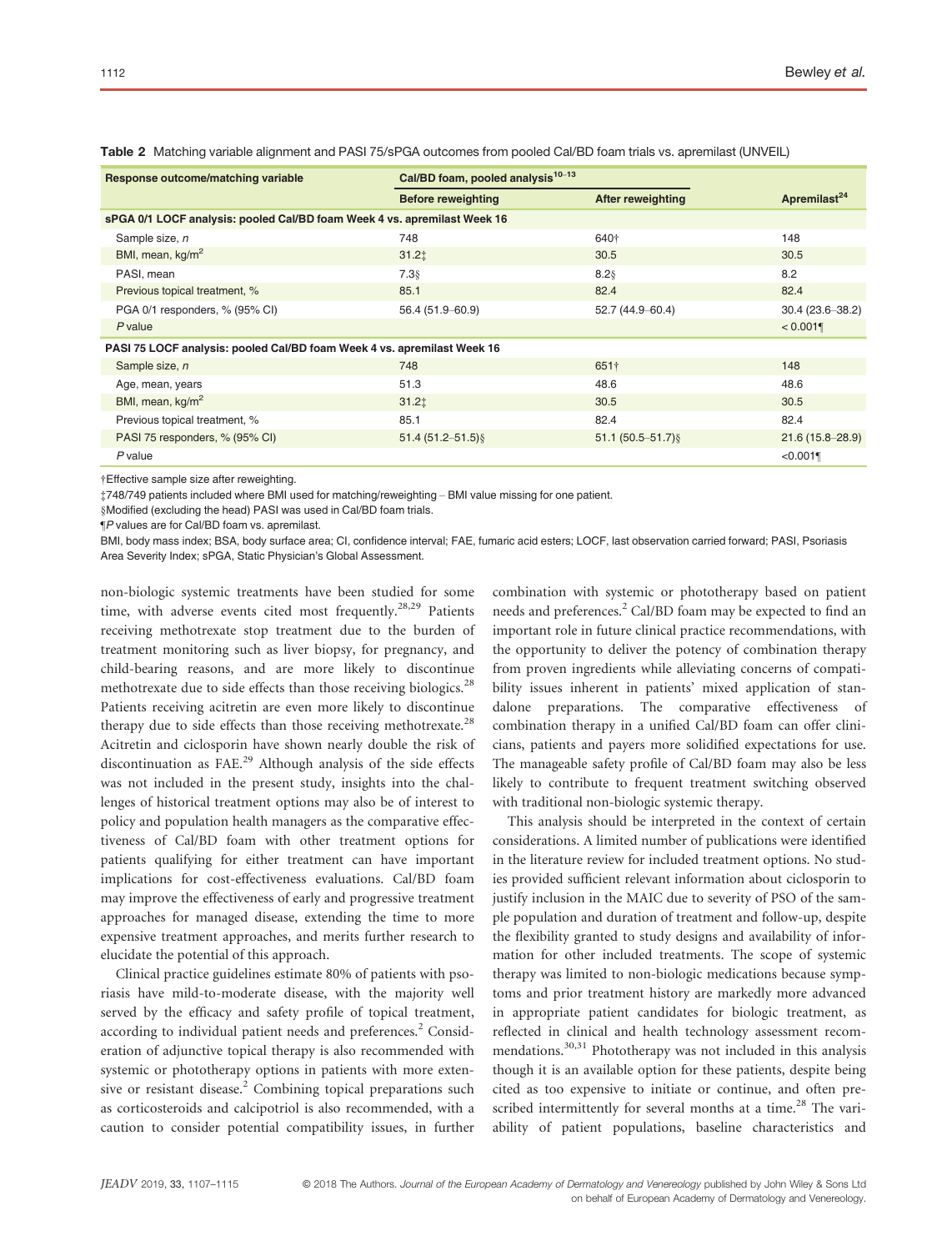**Table 2** Matching variable alignment and PASI 75/sPGA outcomes from pooled Cal/BD foam trials vs. apremilast (UNVEIL)

| Response outcome/matching variable | Cal/BD foam, pooled analysis[10–13] | | Apremilast[24] |
|---|---|---|---|
| | Before reweighting | After reweighting | |
| **sPGA 0/1 LOCF analysis: pooled Cal/BD foam Week 4 vs. apremilast Week 16** | | | |
| Sample size, $n$ | 748 | 640† | 148 |
| BMI, mean, kg/m$^2$ | 31.2‡ | 30.5 | 30.5 |
| PASI, mean | 7.3§ | 8.2§ | 8.2 |
| Previous topical treatment, % | 85.1 | 82.4 | 82.4 |
| PGA 0/1 responders, % (95% CI) | 56.4 (51.9–60.9) | 52.7 (44.9–60.4) | 30.4 (23.6–38.2) |
| $P$ value | | | < 0.001¶ |
| **PASI 75 LOCF analysis: pooled Cal/BD foam Week 4 vs. apremilast Week 16** | | | |
| Sample size, $n$ | 748 | 651† | 148 |
| Age, mean, years | 51.3 | 48.6 | 48.6 |
| BMI, mean, kg/m$^2$ | 31.2‡ | 30.5 | 30.5 |
| Previous topical treatment, % | 85.1 | 82.4 | 82.4 |
| PASI 75 responders, % (95% CI) | 51.4 (51.2–51.5)§ | 51.1 (50.5–51.7)§ | 21.6 (15.8–28.9) |
| $P$ value | | | <0.001¶ |

†Effective sample size after reweighting.

‡748/749 patients included where BMI used for matching/reweighting – BMI value missing for one patient.

§Modified (excluding the head) PASI was used in Cal/BD foam trials.

¶$P$ values are for Cal/BD foam vs. apremilast.

BMI, body mass index; BSA, body surface area; CI, confidence interval; FAE, fumaric acid esters; LOCF, last observation carried forward; PASI, Psoriasis Area Severity Index; sPGA, Static Physician's Global Assessment.

non-biologic systemic treatments have been studied for some time, with adverse events cited most frequently.[28,29] Patients receiving methotrexate stop treatment due to the burden of treatment monitoring such as liver biopsy, for pregnancy, and child-bearing reasons, and are more likely to discontinue methotrexate due to side effects than those receiving biologics.[28] Patients receiving acitretin are even more likely to discontinue therapy due to side effects than those receiving methotrexate.[28] Acitretin and ciclosporin have shown nearly double the risk of discontinuation as FAE.[29] Although analysis of the side effects was not included in the present study, insights into the challenges of historical treatment options may also be of interest to policy and population health managers as the comparative effectiveness of Cal/BD foam with other treatment options for patients qualifying for either treatment can have important implications for cost-effectiveness evaluations. Cal/BD foam may improve the effectiveness of early and progressive treatment approaches for managed disease, extending the time to more expensive treatment approaches, and merits further research to elucidate the potential of this approach.

Clinical practice guidelines estimate 80% of patients with psoriasis have mild-to-moderate disease, with the majority well served by the efficacy and safety profile of topical treatment, according to individual patient needs and preferences.[2] Consideration of adjunctive topical therapy is also recommended with systemic or phototherapy options in patients with more extensive or resistant disease.[2] Combining topical preparations such as corticosteroids and calcipotriol is also recommended, with a caution to consider potential compatibility issues, in further combination with systemic or phototherapy based on patient needs and preferences.[2] Cal/BD foam may be expected to find an important role in future clinical practice recommendations, with the opportunity to deliver the potency of combination therapy from proven ingredients while alleviating concerns of compatibility issues inherent in patients' mixed application of standalone preparations. The comparative effectiveness of combination therapy in a unified Cal/BD foam can offer clinicians, patients and payers more solidified expectations for use. The manageable safety profile of Cal/BD foam may also be less likely to contribute to frequent treatment switching observed with traditional non-biologic systemic therapy.

This analysis should be interpreted in the context of certain considerations. A limited number of publications were identified in the literature review for included treatment options. No studies provided sufficient relevant information about ciclosporin to justify inclusion in the MAIC due to severity of PSO of the sample population and duration of treatment and follow-up, despite the flexibility granted to study designs and availability of information for other included treatments. The scope of systemic therapy was limited to non-biologic medications because symptoms and prior treatment history are markedly more advanced in appropriate patient candidates for biologic treatment, as reflected in clinical and health technology assessment recommendations.[30,31] Phototherapy was not included in this analysis though it is an available option for these patients, despite being cited as too expensive to initiate or continue, and often prescribed intermittently for several months at a time.[28] The variability of patient populations, baseline characteristics and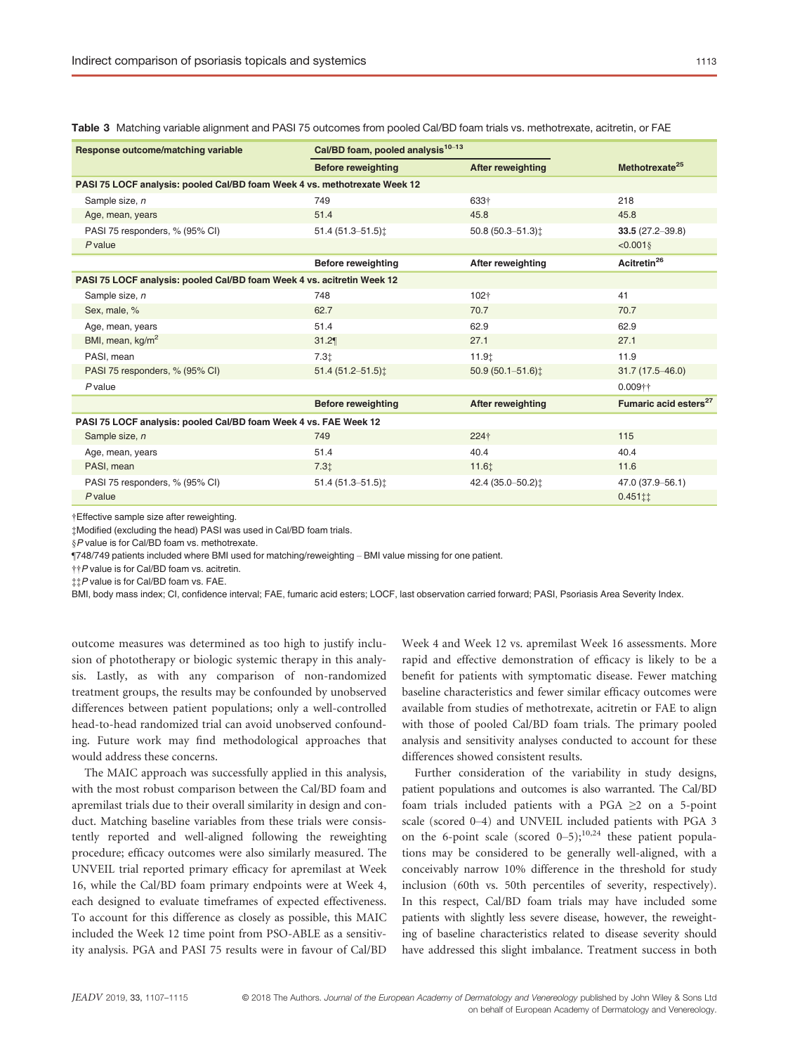**Table 3** Matching variable alignment and PASI 75 outcomes from pooled Cal/BD foam trials vs. methotrexate, acitretin, or FAE

| Response outcome/matching variable | Cal/BD foam, pooled analysis[10–13] | | |
|---|---|---|---|
| | Before reweighting | After reweighting | Methotrexate[25] |
| **PASI 75 LOCF analysis: pooled Cal/BD foam Week 4 vs. methotrexate Week 12** | | | |
| Sample size, *n* | 749 | 633† | 218 |
| Age, mean, years | 51.4 | 45.8 | 45.8 |
| PASI 75 responders, % (95% CI) | 51.4 (51.3–51.5)‡ | 50.8 (50.3–51.3)‡ | **33.5** (27.2–39.8) |
| *P* value | | | <0.001§ |
| | Before reweighting | After reweighting | Acitretin[26] |
| **PASI 75 LOCF analysis: pooled Cal/BD foam Week 4 vs. acitretin Week 12** | | | |
| Sample size, *n* | 748 | 102† | 41 |
| Sex, male, % | 62.7 | 70.7 | 70.7 |
| Age, mean, years | 51.4 | 62.9 | 62.9 |
| BMI, mean, kg/m$^2$ | 31.2¶ | 27.1 | 27.1 |
| PASI, mean | 7.3‡ | 11.9‡ | 11.9 |
| PASI 75 responders, % (95% CI) | 51.4 (51.2–51.5)‡ | 50.9 (50.1–51.6)‡ | 31.7 (17.5–46.0) |
| *P* value | | | 0.009†† |
| | Before reweighting | After reweighting | Fumaric acid esters[27] |
| **PASI 75 LOCF analysis: pooled Cal/BD foam Week 4 vs. FAE Week 12** | | | |
| Sample size, *n* | 749 | 224† | 115 |
| Age, mean, years | 51.4 | 40.4 | 40.4 |
| PASI, mean | 7.3‡ | 11.6‡ | 11.6 |
| PASI 75 responders, % (95% CI) | 51.4 (51.3–51.5)‡ | 42.4 (35.0–50.2)‡ | 47.0 (37.9–56.1) |
| *P* value | | | 0.451‡‡ |

†Effective sample size after reweighting.
‡Modified (excluding the head) PASI was used in Cal/BD foam trials.
§*P* value is for Cal/BD foam vs. methotrexate.
¶748/749 patients included where BMI used for matching/reweighting – BMI value missing for one patient.
††*P* value is for Cal/BD foam vs. acitretin.
‡‡*P* value is for Cal/BD foam vs. FAE.
BMI, body mass index; CI, confidence interval; FAE, fumaric acid esters; LOCF, last observation carried forward; PASI, Psoriasis Area Severity Index.

outcome measures was determined as too high to justify inclusion of phototherapy or biologic systemic therapy in this analysis. Lastly, as with any comparison of non-randomized treatment groups, the results may be confounded by unobserved differences between patient populations; only a well-controlled head-to-head randomized trial can avoid unobserved confounding. Future work may find methodological approaches that would address these concerns.

The MAIC approach was successfully applied in this analysis, with the most robust comparison between the Cal/BD foam and apremilast trials due to their overall similarity in design and conduct. Matching baseline variables from these trials were consistently reported and well-aligned following the reweighting procedure; efficacy outcomes were also similarly measured. The UNVEIL trial reported primary efficacy for apremilast at Week 16, while the Cal/BD foam primary endpoints were at Week 4, each designed to evaluate timeframes of expected effectiveness. To account for this difference as closely as possible, this MAIC included the Week 12 time point from PSO-ABLE as a sensitivity analysis. PGA and PASI 75 results were in favour of Cal/BD Week 4 and Week 12 vs. apremilast Week 16 assessments. More rapid and effective demonstration of efficacy is likely to be a benefit for patients with symptomatic disease. Fewer matching baseline characteristics and fewer similar efficacy outcomes were available from studies of methotrexate, acitretin or FAE to align with those of pooled Cal/BD foam trials. The primary pooled analysis and sensitivity analyses conducted to account for these differences showed consistent results.

Further consideration of the variability in study designs, patient populations and outcomes is also warranted. The Cal/BD foam trials included patients with a PGA ≥2 on a 5-point scale (scored 0–4) and UNVEIL included patients with PGA 3 on the 6-point scale (scored 0–5);[10,24] these patient populations may be considered to be generally well-aligned, with a conceivably narrow 10% difference in the threshold for study inclusion (60th vs. 50th percentiles of severity, respectively). In this respect, Cal/BD foam trials may have included some patients with slightly less severe disease, however, the reweighting of baseline characteristics related to disease severity should have addressed this slight imbalance. Treatment success in both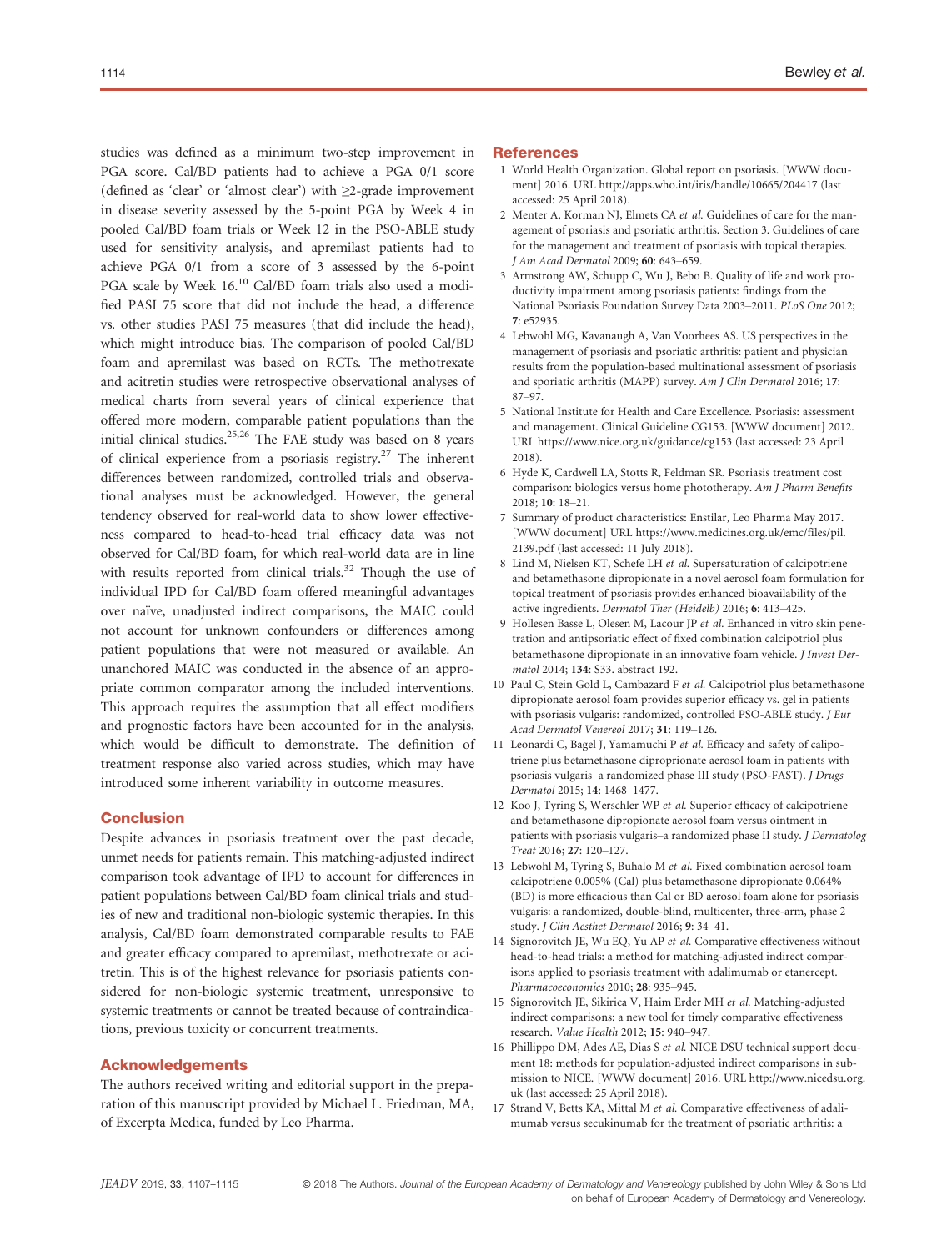studies was defined as a minimum two-step improvement in PGA score. Cal/BD patients had to achieve a PGA 0/1 score (defined as 'clear' or 'almost clear') with ≥2-grade improvement in disease severity assessed by the 5-point PGA by Week 4 in pooled Cal/BD foam trials or Week 12 in the PSO-ABLE study used for sensitivity analysis, and apremilast patients had to achieve PGA 0/1 from a score of 3 assessed by the 6-point PGA scale by Week 16.[10] Cal/BD foam trials also used a modified PASI 75 score that did not include the head, a difference vs. other studies PASI 75 measures (that did include the head), which might introduce bias. The comparison of pooled Cal/BD foam and apremilast was based on RCTs. The methotrexate and acitretin studies were retrospective observational analyses of medical charts from several years of clinical experience that offered more modern, comparable patient populations than the initial clinical studies.[25,26] The FAE study was based on 8 years of clinical experience from a psoriasis registry.[27] The inherent differences between randomized, controlled trials and observational analyses must be acknowledged. However, the general tendency observed for real-world data to show lower effectiveness compared to head-to-head trial efficacy data was not observed for Cal/BD foam, for which real-world data are in line with results reported from clinical trials.[32] Though the use of individual IPD for Cal/BD foam offered meaningful advantages over naïve, unadjusted indirect comparisons, the MAIC could not account for unknown confounders or differences among patient populations that were not measured or available. An unanchored MAIC was conducted in the absence of an appropriate common comparator among the included interventions. This approach requires the assumption that all effect modifiers and prognostic factors have been accounted for in the analysis, which would be difficult to demonstrate. The definition of treatment response also varied across studies, which may have introduced some inherent variability in outcome measures.

## Conclusion

Despite advances in psoriasis treatment over the past decade, unmet needs for patients remain. This matching-adjusted indirect comparison took advantage of IPD to account for differences in patient populations between Cal/BD foam clinical trials and studies of new and traditional non-biologic systemic therapies. In this analysis, Cal/BD foam demonstrated comparable results to FAE and greater efficacy compared to apremilast, methotrexate or acitretin. This is of the highest relevance for psoriasis patients considered for non-biologic systemic treatment, unresponsive to systemic treatments or cannot be treated because of contraindications, previous toxicity or concurrent treatments.

## Acknowledgements

The authors received writing and editorial support in the preparation of this manuscript provided by Michael L. Friedman, MA, of Excerpta Medica, funded by Leo Pharma.

## References

1. World Health Organization. Global report on psoriasis. [WWW document] 2016. URL http://apps.who.int/iris/handle/10665/204417 (last accessed: 25 April 2018).
2. Menter A, Korman NJ, Elmets CA *et al.* Guidelines of care for the management of psoriasis and psoriatic arthritis. Section 3. Guidelines of care for the management and treatment of psoriasis with topical therapies. *J Am Acad Dermatol* 2009; **60**: 643–659.
3. Armstrong AW, Schupp C, Wu J, Bebo B. Quality of life and work productivity impairment among psoriasis patients: findings from the National Psoriasis Foundation Survey Data 2003–2011. *PLoS One* 2012; **7**: e52935.
4. Lebwohl MG, Kavanaugh A, Van Voorhees AS. US perspectives in the management of psoriasis and psoriatic arthritis: patient and physician results from the population-based multinational assessment of psoriasis and psoriatic arthritis (MAPP) survey. *Am J Clin Dermatol* 2016; **17**: 87–97.
5. National Institute for Health and Care Excellence. Psoriasis: assessment and management. Clinical Guideline CG153. [WWW document] 2012. URL https://www.nice.org.uk/guidance/cg153 (last accessed: 23 April 2018).
6. Hyde K, Cardwell LA, Stotts R, Feldman SR. Psoriasis treatment cost comparison: biologics versus home phototherapy. *Am J Pharm Benefits* 2018; **10**: 18–21.
7. Summary of product characteristics: Enstilar, Leo Pharma May 2017. [WWW document] URL https://www.medicines.org.uk/emc/files/pil.2139.pdf (last accessed: 11 July 2018).
8. Lind M, Nielsen KT, Schefe LH *et al.* Supersaturation of calcipotriene and betamethasone dipropionate in a novel aerosol foam formulation for topical treatment of psoriasis provides enhanced bioavailability of the active ingredients. *Dermatol Ther (Heidelb)* 2016; **6**: 413–425.
9. Hollesen Basse L, Olesen M, Lacour JP *et al.* Enhanced in vitro skin penetration and antipsoriatic effect of fixed combination calcipotriol plus betamethasone dipropionate in an innovative foam vehicle. *J Invest Dermatol* 2014; **134**: S33. abstract 192.
10. Paul C, Stein Gold L, Cambazard F *et al.* Calcipotriol plus betamethasone dipropionate aerosol foam provides superior efficacy vs. gel in patients with psoriasis vulgaris: randomized, controlled PSO-ABLE study. *J Eur Acad Dermatol Venereol* 2017; **31**: 119–126.
11. Leonardi C, Bagel J, Yamamuchi P *et al.* Efficacy and safety of calipotriene plus betamethasone diproprionate aerosol foam in patients with psoriasis vulgaris–a randomized phase III study (PSO-FAST). *J Drugs Dermatol* 2015; **14**: 1468–1477.
12. Koo J, Tyring S, Werschler WP *et al.* Superior efficacy of calcipotriene and betamethasone dipropionate aerosol foam versus ointment in patients with psoriasis vulgaris–a randomized phase II study. *J Dermatolog Treat* 2016; **27**: 120–127.
13. Lebwohl M, Tyring S, Buhalo M *et al.* Fixed combination aerosol foam calcipotriene 0.005% (Cal) plus betamethasone dipropionate 0.064% (BD) is more efficacious than Cal or BD aerosol foam alone for psoriasis vulgaris: a randomized, double-blind, multicenter, three-arm, phase 2 study. *J Clin Aesthet Dermatol* 2016; **9**: 34–41.
14. Signorovitch JE, Wu EQ, Yu AP *et al.* Comparative effectiveness without head-to-head trials: a method for matching-adjusted indirect comparisons applied to psoriasis treatment with adalimumab or etanercept. *Pharmacoeconomics* 2010; **28**: 935–945.
15. Signorovitch JE, Sikirica V, Haim Erder MH *et al.* Matching-adjusted indirect comparisons: a new tool for timely comparative effectiveness research. *Value Health* 2012; **15**: 940–947.
16. Phillippo DM, Ades AE, Dias S *et al.* NICE DSU technical support document 18: methods for population-adjusted indirect comparisons in submission to NICE. [WWW document] 2016. URL http://www.nicedsu.org.uk (last accessed: 25 April 2018).
17. Strand V, Betts KA, Mittal M *et al.* Comparative effectiveness of adalimumab versus secukinumab for the treatment of psoriatic arthritis: a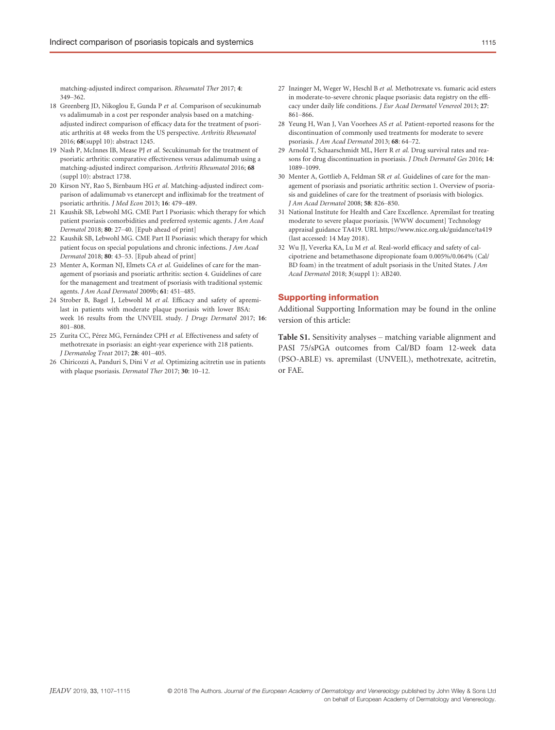matching-adjusted indirect comparison. *Rheumatol Ther* 2017; **4**: 349–362.

18 Greenberg JD, Nikoglou E, Gunda P *et al.* Comparison of secukinumab vs adalimumab in a cost per responder analysis based on a matching-adjusted indirect comparison of efficacy data for the treatment of psoriatic arthritis at 48 weeks from the US perspective. *Arthritis Rheumatol* 2016; **68**(suppl 10): abstract 1245.

19 Nash P, McInnes IB, Mease PJ *et al.* Secukinumab for the treatment of psoriatic arthritis: comparative effectiveness versus adalimumab using a matching-adjusted indirect comparison. *Arthritis Rheumatol* 2016; **68** (suppl 10): abstract 1738.

20 Kirson NY, Rao S, Birnbaum HG *et al.* Matching-adjusted indirect comparison of adalimumab vs etanercept and infliximab for the treatment of psoriatic arthritis. *J Med Econ* 2013; **16**: 479–489.

21 Kaushik SB, Lebwohl MG. CME Part I Psoriasis: which therapy for which patient psoriasis comorbidities and preferred systemic agents. *J Am Acad Dermatol* 2018; **80**: 27–40. [Epub ahead of print]

22 Kaushik SB, Lebwohl MG. CME Part II Psoriasis: which therapy for which patient focus on special populations and chronic infections. *J Am Acad Dermatol* 2018; **80**: 43–53. [Epub ahead of print]

23 Menter A, Korman NJ, Elmets CA *et al.* Guidelines of care for the management of psoriasis and psoriatic arthritis: section 4. Guidelines of care for the management and treatment of psoriasis with traditional systemic agents. *J Am Acad Dermatol* 2009b; **61**: 451–485.

24 Strober B, Bagel J, Lebwohl M *et al.* Efficacy and safety of apremilast in patients with moderate plaque psoriasis with lower BSA: week 16 results from the UNVEIL study. *J Drugs Dermatol* 2017; **16**: 801–808.

25 Zurita CC, Pérez MG, Fernández CPH *et al.* Effectiveness and safety of methotrexate in psoriasis: an eight-year experience with 218 patients. *J Dermatolog Treat* 2017; **28**: 401–405.

26 Chiricozzi A, Panduri S, Dini V *et al.* Optimizing acitretin use in patients with plaque psoriasis. *Dermatol Ther* 2017; **30**: 10–12.

27 Inzinger M, Weger W, Heschl B *et al.* Methotrexate vs. fumaric acid esters in moderate-to-severe chronic plaque psoriasis: data registry on the efficacy under daily life conditions. *J Eur Acad Dermatol Venereol* 2013; **27**: 861–866.

28 Yeung H, Wan J, Van Voorhees AS *et al.* Patient-reported reasons for the discontinuation of commonly used treatments for moderate to severe psoriasis. *J Am Acad Dermatol* 2013; **68**: 64–72.

29 Arnold T, Schaarschmidt ML, Herr R *et al.* Drug survival rates and reasons for drug discontinuation in psoriasis. *J Dtsch Dermatol Ges* 2016; **14**: 1089–1099.

30 Menter A, Gottlieb A, Feldman SR *et al.* Guidelines of care for the management of psoriasis and psoriatic arthritis: section 1. Overview of psoriasis and guidelines of care for the treatment of psoriasis with biologics. *J Am Acad Dermatol* 2008; **58**: 826–850.

31 National Institute for Health and Care Excellence. Apremilast for treating moderate to severe plaque psoriasis. [WWW document] Technology appraisal guidance TA419. URL https://www.nice.org.uk/guidance/ta419 (last accessed: 14 May 2018).

32 Wu JJ, Veverka KA, Lu M *et al.* Real-world efficacy and safety of calcipotriene and betamethasone dipropionate foam 0.005%/0.064% (Cal/BD foam) in the treatment of adult psoriasis in the United States. *J Am Acad Dermatol* 2018; **3**(suppl 1): AB240.

## Supporting information

Additional Supporting Information may be found in the online version of this article:

**Table S1.** Sensitivity analyses – matching variable alignment and PASI 75/sPGA outcomes from Cal/BD foam 12-week data (PSO-ABLE) vs. apremilast (UNVEIL), methotrexate, acitretin, or FAE.